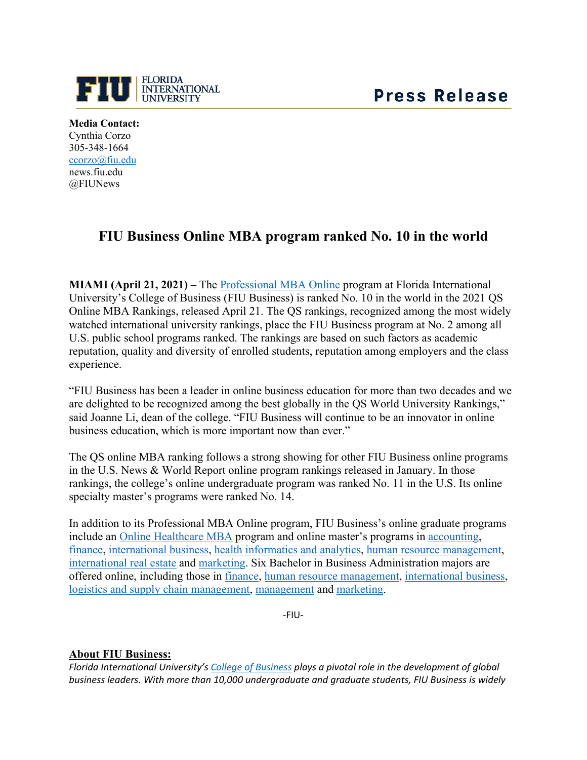FIU | FLORIDA INTERNATIONAL UNIVERSITY

**Press Release**

**Media Contact:**
Cynthia Corzo
305-348-1664
ccorzo@fiu.edu
news.fiu.edu
@FIUNews

# FIU Business Online MBA program ranked No. 10 in the world

**MIAMI (April 21, 2021) –** The Professional MBA Online program at Florida International University's College of Business (FIU Business) is ranked No. 10 in the world in the 2021 QS Online MBA Rankings, released April 21. The QS rankings, recognized among the most widely watched international university rankings, place the FIU Business program at No. 2 among all U.S. public school programs ranked. The rankings are based on such factors as academic reputation, quality and diversity of enrolled students, reputation among employers and the class experience.

"FIU Business has been a leader in online business education for more than two decades and we are delighted to be recognized among the best globally in the QS World University Rankings," said Joanne Li, dean of the college. "FIU Business will continue to be an innovator in online business education, which is more important now than ever."

The QS online MBA ranking follows a strong showing for other FIU Business online programs in the U.S. News & World Report online program rankings released in January. In those rankings, the college's online undergraduate program was ranked No. 11 in the U.S. Its online specialty master's programs were ranked No. 14.

In addition to its Professional MBA Online program, FIU Business's online graduate programs include an Online Healthcare MBA program and online master's programs in accounting, finance, international business, health informatics and analytics, human resource management, international real estate and marketing. Six Bachelor in Business Administration majors are offered online, including those in finance, human resource management, international business, logistics and supply chain management, management and marketing.

-FIU-

## About FIU Business:

*Florida International University's College of Business plays a pivotal role in the development of global business leaders. With more than 10,000 undergraduate and graduate students, FIU Business is widely*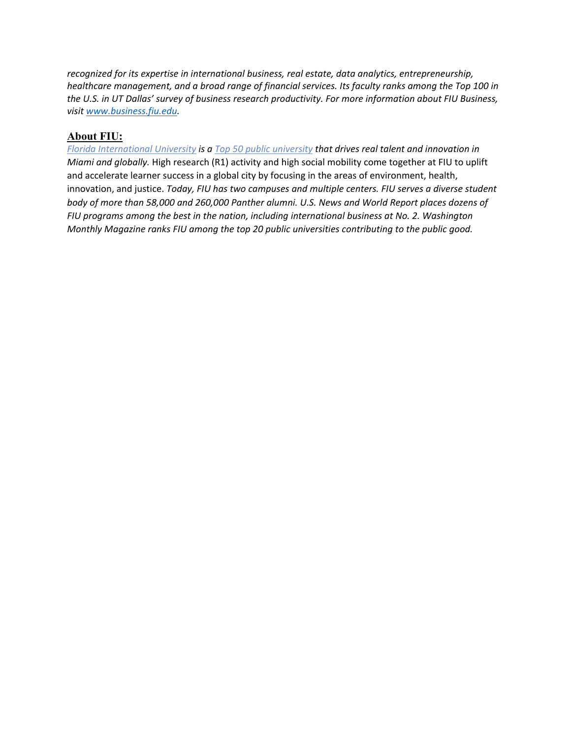*recognized for its expertise in international business, real estate, data analytics, entrepreneurship, healthcare management, and a broad range of financial services. Its faculty ranks among the Top 100 in the U.S. in UT Dallas' survey of business research productivity. For more information about FIU Business, visit [www.business.fiu.edu](www.business.fiu.edu).*

## About FIU:

*[Florida International University](Florida International University)* ***is a*** *[Top 50 public university](Top 50 public university)* ***that drives real talent and innovation in Miami and globally.*** High research (R1) activity and high social mobility come together at FIU to uplift and accelerate learner success in a global city by focusing in the areas of environment, health, innovation, and justice. *Today, FIU has two campuses and multiple centers. FIU serves a diverse student body of more than 58,000 and 260,000 Panther alumni. U.S. News and World Report places dozens of FIU programs among the best in the nation, including international business at No. 2. Washington Monthly Magazine ranks FIU among the top 20 public universities contributing to the public good.*